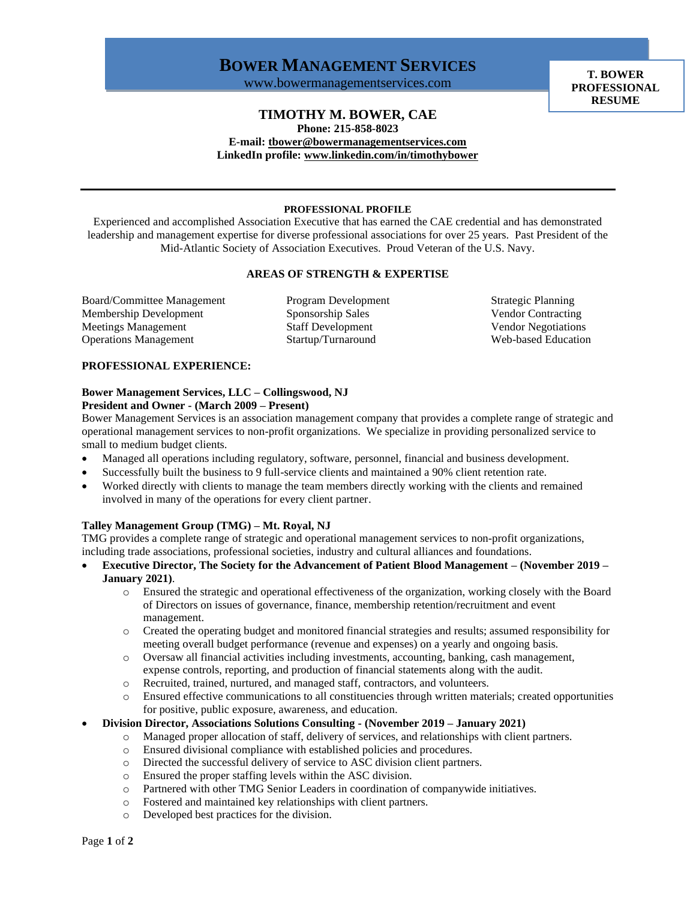# BOWER MANAGEMENT SERVICES

www.bowermanagementservices.com

**T. BOWER PROFESSIONAL RESUME**

## TIMOTHY M. BOWER, CAE

**Phone: 215-858-8023**
**E-mail: tbower@bowermanagementservices.com**
**LinkedIn profile: www.linkedin.com/in/timothybower**

---

### PROFESSIONAL PROFILE

Experienced and accomplished Association Executive that has earned the CAE credential and has demonstrated leadership and management expertise for diverse professional associations for over 25 years. Past President of the Mid-Atlantic Society of Association Executives. Proud Veteran of the U.S. Navy.

### AREAS OF STRENGTH & EXPERTISE

| | | |
|---|---|---|
| Board/Committee Management | Program Development | Strategic Planning |
| Membership Development | Sponsorship Sales | Vendor Contracting |
| Meetings Management | Staff Development | Vendor Negotiations |
| Operations Management | Startup/Turnaround | Web-based Education |

### PROFESSIONAL EXPERIENCE:

**Bower Management Services, LLC – Collingswood, NJ**
**President and Owner - (March 2009 – Present)**

Bower Management Services is an association management company that provides a complete range of strategic and operational management services to non-profit organizations. We specialize in providing personalized service to small to medium budget clients.

- Managed all operations including regulatory, software, personnel, financial and business development.
- Successfully built the business to 9 full-service clients and maintained a 90% client retention rate.
- Worked directly with clients to manage the team members directly working with the clients and remained involved in many of the operations for every client partner.

**Talley Management Group (TMG) – Mt. Royal, NJ**

TMG provides a complete range of strategic and operational management services to non-profit organizations, including trade associations, professional societies, industry and cultural alliances and foundations.

- **Executive Director, The Society for the Advancement of Patient Blood Management – (November 2019 – January 2021)**.
  - Ensured the strategic and operational effectiveness of the organization, working closely with the Board of Directors on issues of governance, finance, membership retention/recruitment and event management.
  - Created the operating budget and monitored financial strategies and results; assumed responsibility for meeting overall budget performance (revenue and expenses) on a yearly and ongoing basis.
  - Oversaw all financial activities including investments, accounting, banking, cash management, expense controls, reporting, and production of financial statements along with the audit.
  - Recruited, trained, nurtured, and managed staff, contractors, and volunteers.
  - Ensured effective communications to all constituencies through written materials; created opportunities for positive, public exposure, awareness, and education.
- **Division Director, Associations Solutions Consulting - (November 2019 – January 2021)**
  - Managed proper allocation of staff, delivery of services, and relationships with client partners.
  - Ensured divisional compliance with established policies and procedures.
  - Directed the successful delivery of service to ASC division client partners.
  - Ensured the proper staffing levels within the ASC division.
  - Partnered with other TMG Senior Leaders in coordination of companywide initiatives.
  - Fostered and maintained key relationships with client partners.
  - Developed best practices for the division.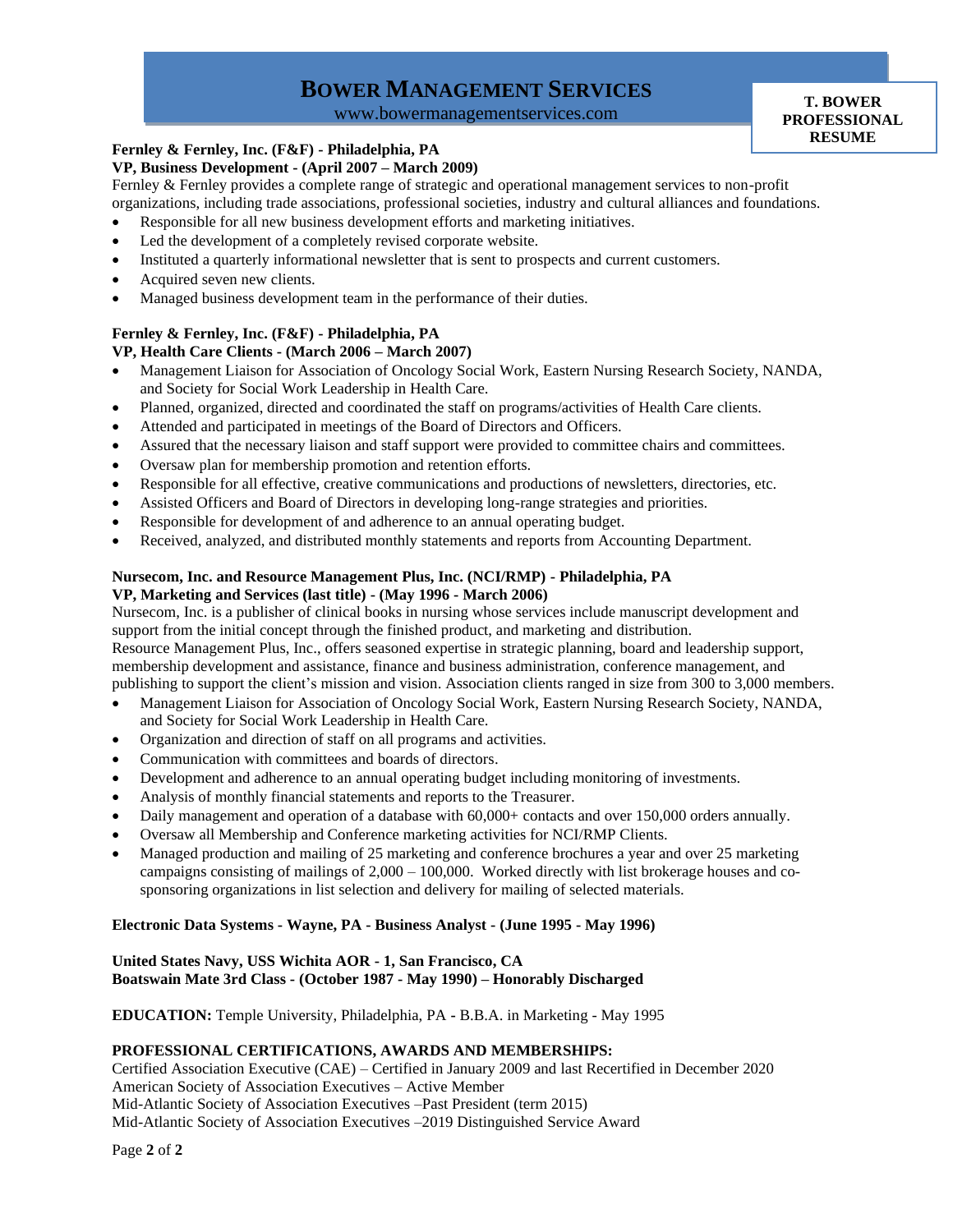**Fernley & Fernley, Inc. (F&F) - Philadelphia, PA**
**VP, Business Development - (April 2007 – March 2009)**

Fernley & Fernley provides a complete range of strategic and operational management services to non-profit organizations, including trade associations, professional societies, industry and cultural alliances and foundations.

- Responsible for all new business development efforts and marketing initiatives.
- Led the development of a completely revised corporate website.
- Instituted a quarterly informational newsletter that is sent to prospects and current customers.
- Acquired seven new clients.
- Managed business development team in the performance of their duties.

**Fernley & Fernley, Inc. (F&F) - Philadelphia, PA**
**VP, Health Care Clients - (March 2006 – March 2007)**

- Management Liaison for Association of Oncology Social Work, Eastern Nursing Research Society, NANDA, and Society for Social Work Leadership in Health Care.
- Planned, organized, directed and coordinated the staff on programs/activities of Health Care clients.
- Attended and participated in meetings of the Board of Directors and Officers.
- Assured that the necessary liaison and staff support were provided to committee chairs and committees.
- Oversaw plan for membership promotion and retention efforts.
- Responsible for all effective, creative communications and productions of newsletters, directories, etc.
- Assisted Officers and Board of Directors in developing long-range strategies and priorities.
- Responsible for development of and adherence to an annual operating budget.
- Received, analyzed, and distributed monthly statements and reports from Accounting Department.

**Nursecom, Inc. and Resource Management Plus, Inc. (NCI/RMP) - Philadelphia, PA**
**VP, Marketing and Services (last title) - (May 1996 - March 2006)**

Nursecom, Inc. is a publisher of clinical books in nursing whose services include manuscript development and support from the initial concept through the finished product, and marketing and distribution.
Resource Management Plus, Inc., offers seasoned expertise in strategic planning, board and leadership support, membership development and assistance, finance and business administration, conference management, and publishing to support the client's mission and vision. Association clients ranged in size from 300 to 3,000 members.

- Management Liaison for Association of Oncology Social Work, Eastern Nursing Research Society, NANDA, and Society for Social Work Leadership in Health Care.
- Organization and direction of staff on all programs and activities.
- Communication with committees and boards of directors.
- Development and adherence to an annual operating budget including monitoring of investments.
- Analysis of monthly financial statements and reports to the Treasurer.
- Daily management and operation of a database with 60,000+ contacts and over 150,000 orders annually.
- Oversaw all Membership and Conference marketing activities for NCI/RMP Clients.
- Managed production and mailing of 25 marketing and conference brochures a year and over 25 marketing campaigns consisting of mailings of 2,000 – 100,000. Worked directly with list brokerage houses and co-sponsoring organizations in list selection and delivery for mailing of selected materials.

**Electronic Data Systems - Wayne, PA - Business Analyst - (June 1995 - May 1996)**

**United States Navy, USS Wichita AOR - 1, San Francisco, CA**
**Boatswain Mate 3rd Class - (October 1987 - May 1990) – Honorably Discharged**

**EDUCATION:** Temple University, Philadelphia, PA - B.B.A. in Marketing - May 1995

**PROFESSIONAL CERTIFICATIONS, AWARDS AND MEMBERSHIPS:**

Certified Association Executive (CAE) – Certified in January 2009 and last Recertified in December 2020
American Society of Association Executives – Active Member
Mid-Atlantic Society of Association Executives –Past President (term 2015)
Mid-Atlantic Society of Association Executives –2019 Distinguished Service Award